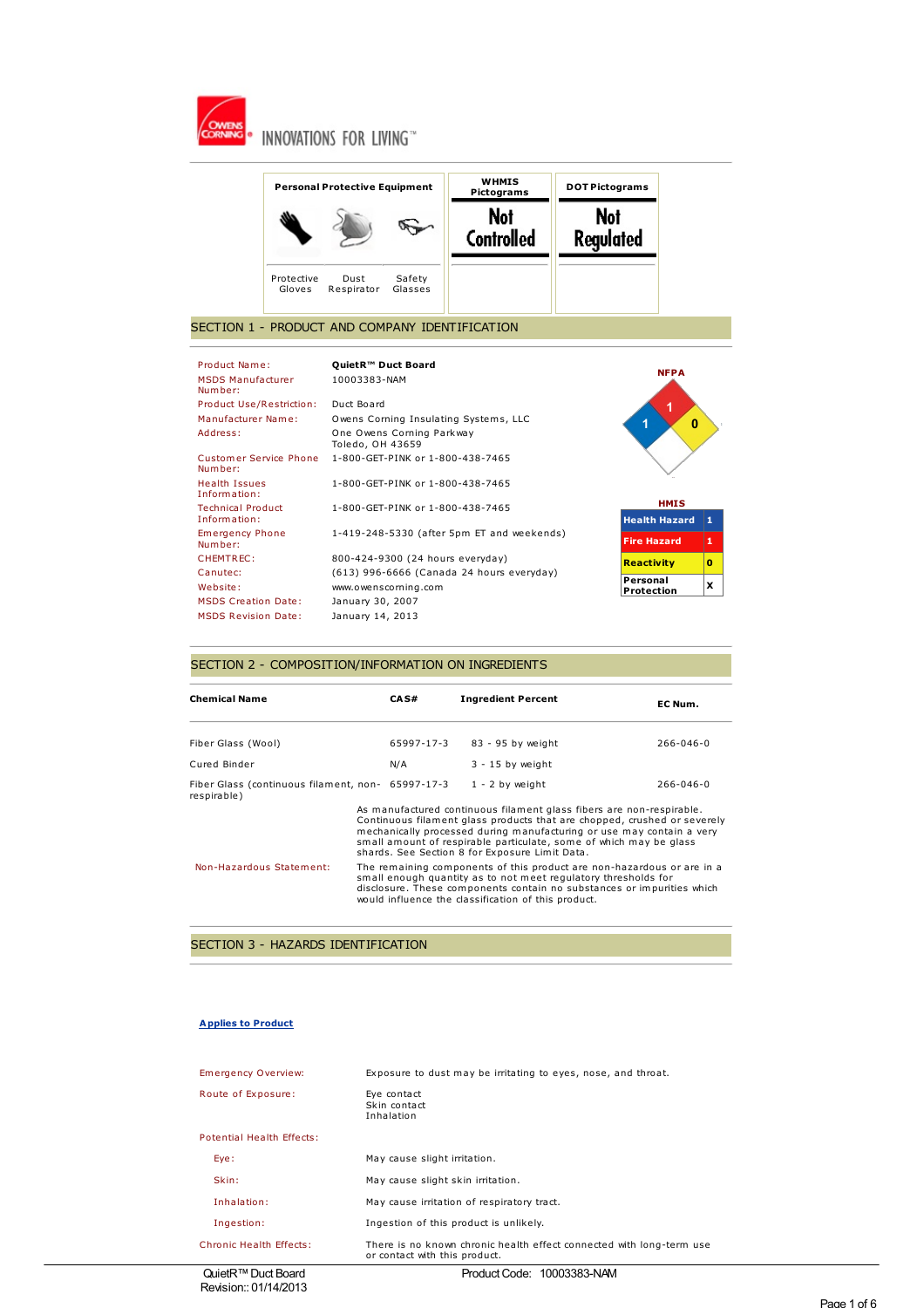INNOVATIONS FOR LIVING™

| Personal Protective Equipment | | | WHMIS Pictograms | DOT Pictograms |
|---|---|---|---|---|
| Protective Gloves | Dust Respirator | Safety Glasses | Not Controlled | Not Regulated |

## SECTION 1 - PRODUCT AND COMPANY IDENTIFICATION

| | |
|---|---|
| Product Name: | **QuietR™ Duct Board** |
| MSDS Manufacturer Number: | 10003383-NAM |
| Product Use/Restriction: | Duct Board |
| Manufacturer Name: | Owens Corning Insulating Systems, LLC |
| Address: | One Owens Corning Parkway<br>Toledo, OH 43659 |
| Customer Service Phone Number: | 1-800-GET-PINK or 1-800-438-7465 |
| Health Issues Information: | 1-800-GET-PINK or 1-800-438-7465 |
| Technical Product Information: | 1-800-GET-PINK or 1-800-438-7465 |
| Emergency Phone Number: | 1-419-248-5330 (after 5pm ET and weekends) |
| CHEMTREC: | 800-424-9300 (24 hours everyday) |
| Canutec: | (613) 996-6666 (Canada 24 hours everyday) |
| Website: | www.owenscorning.com |
| MSDS Creation Date: | January 30, 2007 |
| MSDS Revision Date: | January 14, 2013 |

**NFPA**

Health: 1, Fire: 1, Reactivity: 0

**HMIS**

| | |
|---|---|
| Health Hazard | 1 |
| Fire Hazard | 1 |
| Reactivity | 0 |
| Personal Protection | X |

## SECTION 2 - COMPOSITION/INFORMATION ON INGREDIENTS

| Chemical Name | CAS# | Ingredient Percent | EC Num. |
|---|---|---|---|
| Fiber Glass (Wool) | 65997-17-3 | 83 - 95 by weight | 266-046-0 |
| Cured Binder | N/A | 3 - 15 by weight | |
| Fiber Glass (continuous filament, non-respirable) | 65997-17-3 | 1 - 2 by weight | 266-046-0 |

As manufactured continuous filament glass fibers are non-respirable. Continuous filament glass products that are chopped, crushed or severely mechanically processed during manufacturing or use may contain a very small amount of respirable particulate, some of which may be glass shards. See Section 8 for Exposure Limit Data.

Non-Hazardous Statement: The remaining components of this product are non-hazardous or are in a small enough quantity as to not meet regulatory thresholds for disclosure. These components contain no substances or impurities which would influence the classification of this product.

## SECTION 3 - HAZARDS IDENTIFICATION

**Applies to Product**

| | |
|---|---|
| Emergency Overview: | Exposure to dust may be irritating to eyes, nose, and throat. |
| Route of Exposure: | Eye contact<br>Skin contact<br>Inhalation |
| Potential Health Effects: | |
| Eye: | May cause slight irritation. |
| Skin: | May cause slight skin irritation. |
| Inhalation: | May cause irritation of respiratory tract. |
| Ingestion: | Ingestion of this product is unlikely. |
| Chronic Health Effects: | There is no known chronic health effect connected with long-term use or contact with this product. |

QuietR™ Duct Board
Revision:: 01/14/2013

Product Code: 10003383-NAM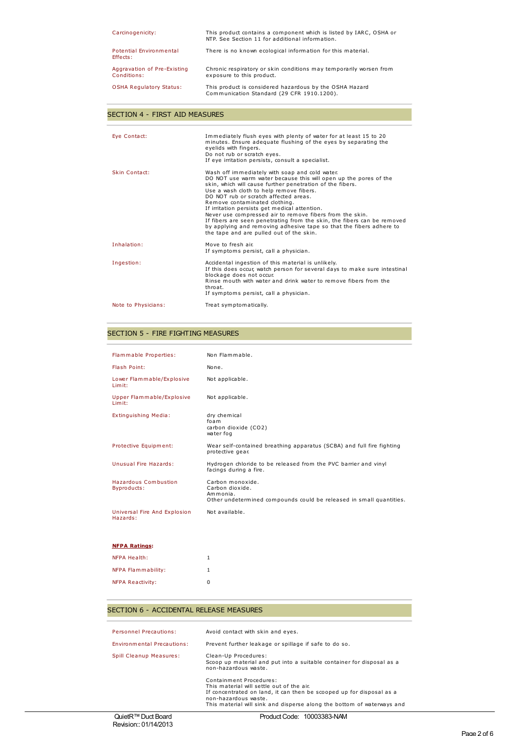| | |
|---|---|
| Carcinogenicity: | This product contains a component which is listed by IARC, OSHA or NTP. See Section 11 for additional information. |
| Potential Environmental Effects: | There is no known ecological information for this material. |
| Aggravation of Pre-Existing Conditions: | Chronic respiratory or skin conditions may temporarily worsen from exposure to this product. |
| OSHA Regulatory Status: | This product is considered hazardous by the OSHA Hazard Communication Standard (29 CFR 1910.1200). |

## SECTION 4 - FIRST AID MEASURES

| | |
|---|---|
| Eye Contact: | Immediately flush eyes with plenty of water for at least 15 to 20 minutes. Ensure adequate flushing of the eyes by separating the eyelids with fingers.<br>Do not rub or scratch eyes.<br>If eye irritation persists, consult a specialist. |
| Skin Contact: | Wash off immediately with soap and cold water.<br>DO NOT use warm water because this will open up the pores of the skin, which will cause further penetration of the fibers.<br>Use a wash cloth to help remove fibers.<br>DO NOT rub or scratch affected areas.<br>Remove contaminated clothing.<br>If irritation persists get medical attention.<br>Never use compressed air to remove fibers from the skin.<br>If fibers are seen penetrating from the skin, the fibers can be removed by applying and removing adhesive tape so that the fibers adhere to the tape and are pulled out of the skin. |
| Inhalation: | Move to fresh air.<br>If symptoms persist, call a physician. |
| Ingestion: | Accidental ingestion of this material is unlikely.<br>If this does occur, watch person for several days to make sure intestinal blockage does not occur.<br>Rinse mouth with water and drink water to remove fibers from the throat.<br>If symptoms persist, call a physician. |
| Note to Physicians: | Treat symptomatically. |

## SECTION 5 - FIRE FIGHTING MEASURES

| | |
|---|---|
| Flammable Properties: | Non Flammable. |
| Flash Point: | None. |
| Lower Flammable/Explosive Limit: | Not applicable. |
| Upper Flammable/Explosive Limit: | Not applicable. |
| Extinguishing Media: | dry chemical<br>foam<br>carbon dioxide ($CO_2$)<br>water fog |
| Protective Equipment: | Wear self-contained breathing apparatus (SCBA) and full fire fighting protective gear. |
| Unusual Fire Hazards: | Hydrogen chloride to be released from the PVC barrier and vinyl facings during a fire. |
| Hazardous Combustion Byproducts: | Carbon monoxide.<br>Carbon dioxide.<br>Ammonia.<br>Other undetermined compounds could be released in small quantities. |
| Universal Fire And Explosion Hazards: | Not available. |

**NFPA Ratings:**

| | |
|---|---|
| NFPA Health: | 1 |
| NFPA Flammability: | 1 |
| NFPA Reactivity: | 0 |

## SECTION 6 - ACCIDENTAL RELEASE MEASURES

| | |
|---|---|
| Personnel Precautions: | Avoid contact with skin and eyes. |
| Environmental Precautions: | Prevent further leakage or spillage if safe to do so. |
| Spill Cleanup Measures: | Clean-Up Procedures:<br>Scoop up material and put into a suitable container for disposal as a non-hazardous waste.<br><br>Containment Procedures:<br>This material will settle out of the air.<br>If concentrated on land, it can then be scooped up for disposal as a non-hazardous waste.<br>This material will sink and disperse along the bottom of waterways and |

QuietR™ Duct Board
Revision:: 01/14/2013
Product Code: 10003383-NAM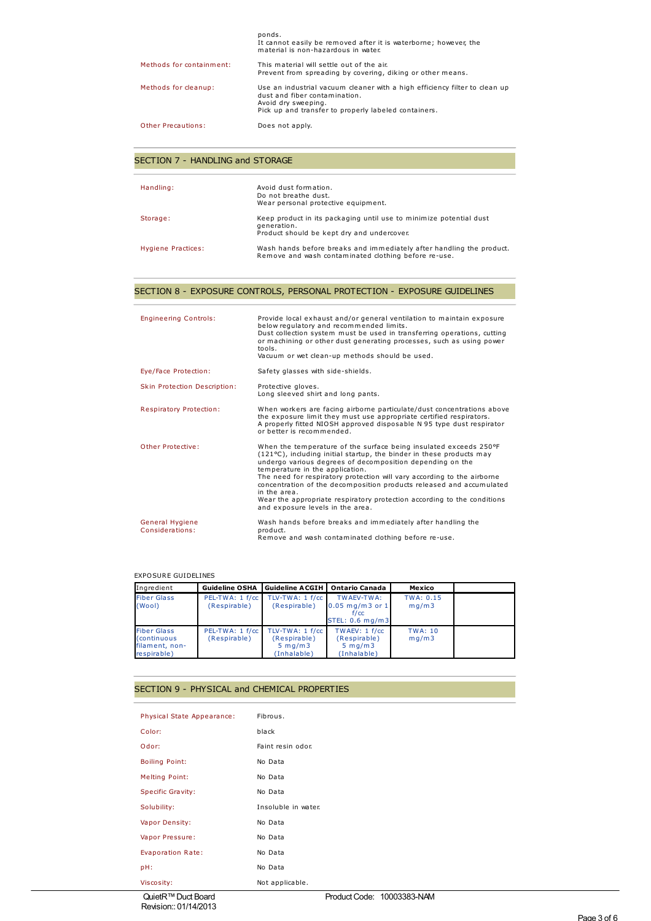ponds.
It cannot easily be removed after it is waterborne; however, the material is non-hazardous in water.

| | |
|---|---|
| Methods for containment: | This material will settle out of the air. Prevent from spreading by covering, diking or other means. |
| Methods for cleanup: | Use an industrial vacuum cleaner with a high efficiency filter to clean up dust and fiber contamination. Avoid dry sweeping. Pick up and transfer to properly labeled containers. |
| Other Precautions: | Does not apply. |

## SECTION 7 - HANDLING and STORAGE

| | |
|---|---|
| Handling: | Avoid dust formation. Do not breathe dust. Wear personal protective equipment. |
| Storage: | Keep product in its packaging until use to minimize potential dust generation. Product should be kept dry and undercover. |
| Hygiene Practices: | Wash hands before breaks and immediately after handling the product. Remove and wash contaminated clothing before re-use. |

## SECTION 8 - EXPOSURE CONTROLS, PERSONAL PROTECTION - EXPOSURE GUIDELINES

| | |
|---|---|
| Engineering Controls: | Provide local exhaust and/or general ventilation to maintain exposure below regulatory and recommended limits. Dust collection system must be used in transferring operations, cutting or machining or other dust generating processes, such as using power tools. Vacuum or wet clean-up methods should be used. |
| Eye/Face Protection: | Safety glasses with side-shields. |
| Skin Protection Description: | Protective gloves. Long sleeved shirt and long pants. |
| Respiratory Protection: | When workers are facing airborne particulate/dust concentrations above the exposure limit they must use appropriate certified respirators. A properly fitted NIOSH approved disposable N 95 type dust respirator or better is recommended. |
| Other Protective: | When the temperature of the surface being insulated exceeds 250°F (121°C), including initial startup, the binder in these products may undergo various degrees of decomposition depending on the temperature in the application. The need for respiratory protection will vary according to the airborne concentration of the decomposition products released and accumulated in the area. Wear the appropriate respiratory protection according to the conditions and exposure levels in the area. |
| General Hygiene Considerations: | Wash hands before breaks and immediately after handling the product. Remove and wash contaminated clothing before re-use. |

EXPOSURE GUIDELINES

| Ingredient | Guideline OSHA | Guideline ACGIH | Ontario Canada | Mexico | |
|---|---|---|---|---|---|
| Fiber Glass (Wool) | PEL-TWA: 1 f/cc (Respirable) | TLV-TWA: 1 f/cc (Respirable) | TWAEV-TWA: 0.05 mg/m3 or 1 f/cc STEL: 0.6 mg/m3 | TWA: 0.15 mg/m3 | |
| Fiber Glass (continuous filament, non-respirable) | PEL-TWA: 1 f/cc (Respirable) | TLV-TWA: 1 f/cc (Respirable) 5 mg/m3 (Inhalable) | TWAEV: 1 f/cc (Respirable) 5 mg/m3 (Inhalable) | TWA: 10 mg/m3 | |

## SECTION 9 - PHYSICAL and CHEMICAL PROPERTIES

| | |
|---|---|
| Physical State Appearance: | Fibrous. |
| Color: | black |
| Odor: | Faint resin odor. |
| Boiling Point: | No Data |
| Melting Point: | No Data |
| Specific Gravity: | No Data |
| Solubility: | Insoluble in water. |
| Vapor Density: | No Data |
| Vapor Pressure: | No Data |
| Evaporation Rate: | No Data |
| pH: | No Data |
| Viscosity: | Not applicable. |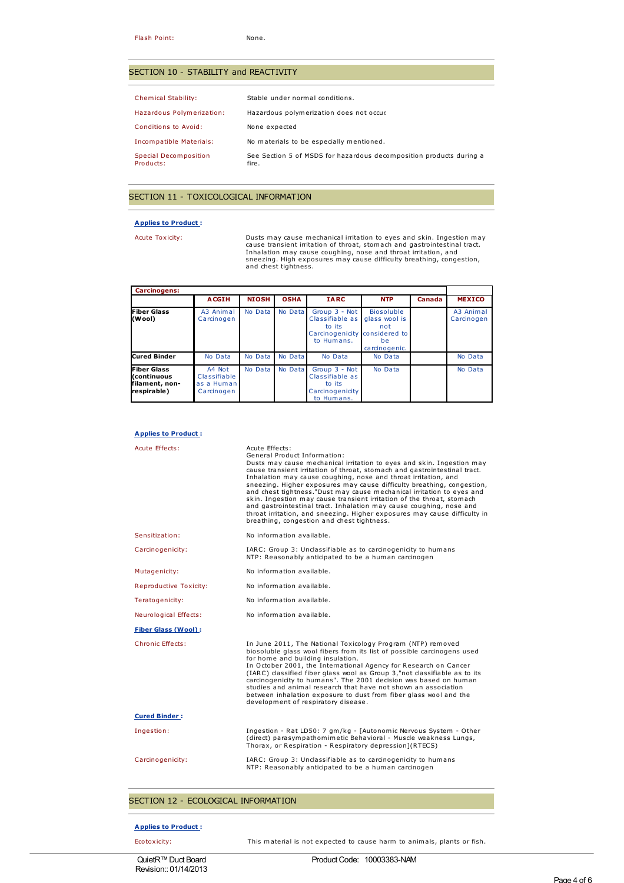Flash Point: None.

## SECTION 10 - STABILITY and REACTIVITY

Chemical Stability: Stable under normal conditions.

Hazardous Polymerization: Hazardous polymerization does not occur.

Conditions to Avoid: None expected

Incompatible Materials: No materials to be especially mentioned.

Special Decomposition Products: See Section 5 of MSDS for hazardous decomposition products during a fire.

## SECTION 11 - TOXICOLOGICAL INFORMATION

**Applies to Product :**

Acute Toxicity: Dusts may cause mechanical irritation to eyes and skin. Ingestion may cause transient irritation of throat, stomach and gastrointestinal tract. Inhalation may cause coughing, nose and throat irritation, and sneezing. High exposures may cause difficulty breathing, congestion, and chest tightness.

| Carcinogens: | ACGIH | NIOSH | OSHA | IARC | NTP | Canada | MEXICO |
|---|---|---|---|---|---|---|---|
| **Fiber Glass (Wool)** | A3 Animal Carcinogen | No Data | No Data | Group 3 - Not Classifiable as to its Carcinogenicity to Humans. | Biosoluble glass wool is not considered to be carcinogenic. | | A3 Animal Carcinogen |
| **Cured Binder** | No Data | No Data | No Data | No Data | No Data | | No Data |
| **Fiber Glass (continuous filament, non-respirable)** | A4 Not Classifiable as a Human Carcinogen | No Data | No Data | Group 3 - Not Classifiable as to its Carcinogenicity to Humans. | No Data | | No Data |

**Applies to Product :**

Acute Effects: Acute Effects:
General Product Information:
Dusts may cause mechanical irritation to eyes and skin. Ingestion may cause transient irritation of throat, stomach and gastrointestinal tract. Inhalation may cause coughing, nose and throat irritation, and sneezing. Higher exposures may cause difficulty breathing, congestion, and chest tightness."Dust may cause mechanical irritation to eyes and skin. Ingestion may cause transient irritation of the throat, stomach and gastrointestinal tract. Inhalation may cause coughing, nose and throat irritation, and sneezing. Higher exposures may cause difficulty in breathing, congestion and chest tightness.

Sensitization: No information available.

Carcinogenicity: IARC: Group 3: Unclassifiable as to carcinogenicity to humans
NTP: Reasonably anticipated to be a human carcinogen

Mutagenicity: No information available.

Reproductive Toxicity: No information available.

Teratogenicity: No information available.

Neurological Effects: No information available.

**Fiber Glass (Wool) :**

Chronic Effects: In June 2011, The National Toxicology Program (NTP) removed biosoluble glass wool fibers from its list of possible carcinogens used for home and building insulation.
In October 2001, the International Agency for Research on Cancer (IARC) classified fiber glass wool as Group 3,"not classifiable as to its carcinogenicity to humans". The 2001 decision was based on human studies and animal research that have not shown an association between inhalation exposure to dust from fiber glass wool and the development of respiratory disease.

**Cured Binder :**

Ingestion: Ingestion - Rat LD50: 7 gm/kg - [Autonomic Nervous System - Other (direct) parasympathomimetic Behavioral - Muscle weakness Lungs, Thorax, or Respiration - Respiratory depression](RTECS)

Carcinogenicity: IARC: Group 3: Unclassifiable as to carcinogenicity to humans
NTP: Reasonably anticipated to be a human carcinogen

## SECTION 12 - ECOLOGICAL INFORMATION

**Applies to Product :**

Ecotoxicity: This material is not expected to cause harm to animals, plants or fish.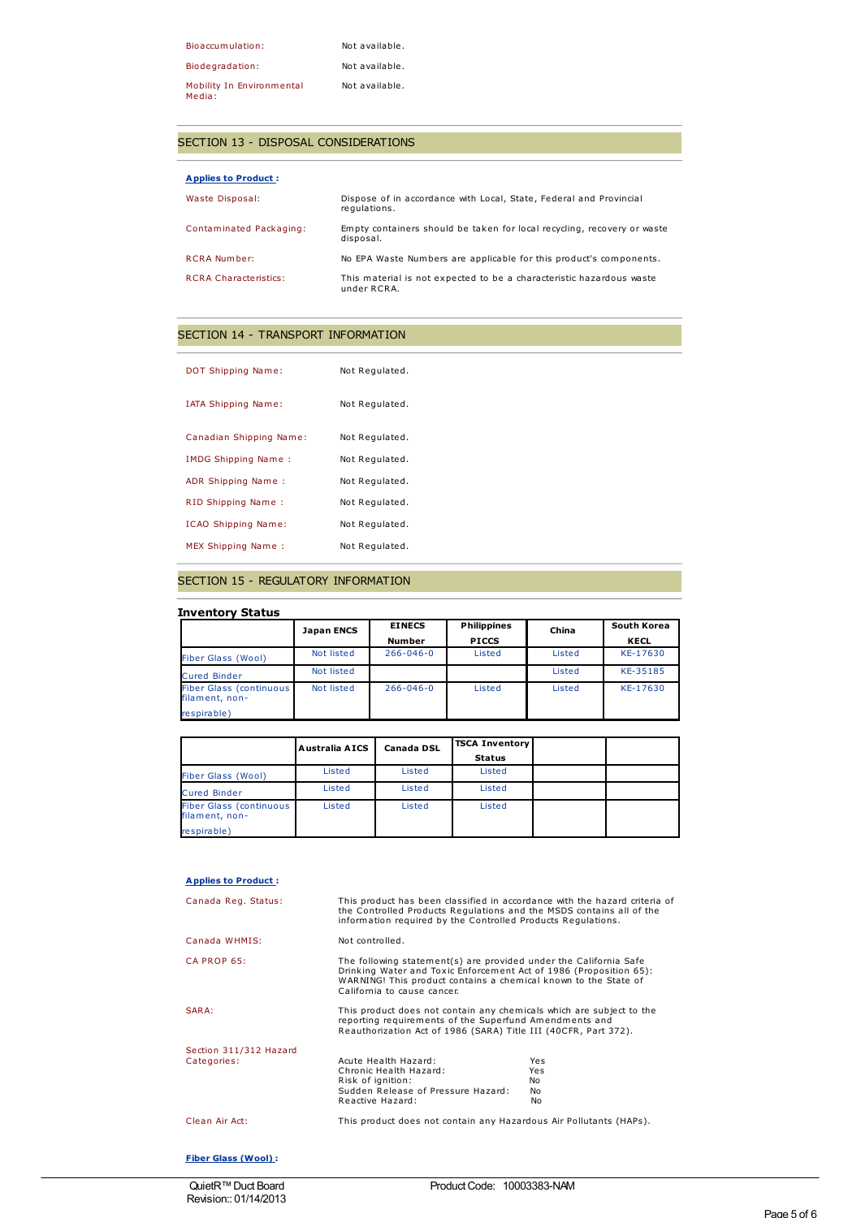| | |
|---|---|
| Bioaccumulation: | Not available. |
| Biodegradation: | Not available. |
| Mobility In Environmental Media: | Not available. |

## SECTION 13 - DISPOSAL CONSIDERATIONS

**Applies to Product :**

| | |
|---|---|
| Waste Disposal: | Dispose of in accordance with Local, State, Federal and Provincial regulations. |
| Contaminated Packaging: | Empty containers should be taken for local recycling, recovery or waste disposal. |
| RCRA Number: | No EPA Waste Numbers are applicable for this product's components. |
| RCRA Characteristics: | This material is not expected to be a characteristic hazardous waste under RCRA. |

## SECTION 14 - TRANSPORT INFORMATION

| | |
|---|---|
| DOT Shipping Name: | Not Regulated. |
| IATA Shipping Name: | Not Regulated. |
| Canadian Shipping Name: | Not Regulated. |
| IMDG Shipping Name : | Not Regulated. |
| ADR Shipping Name : | Not Regulated. |
| RID Shipping Name : | Not Regulated. |
| ICAO Shipping Name: | Not Regulated. |
| MEX Shipping Name : | Not Regulated. |

## SECTION 15 - REGULATORY INFORMATION

### Inventory Status

| | Japan ENCS | EINECS Number | Philippines PICCS | China | South Korea KECL |
|---|---|---|---|---|---|
| Fiber Glass (Wool) | Not listed | 266-046-0 | Listed | Listed | KE-17630 |
| Cured Binder | Not listed | | | Listed | KE-35185 |
| Fiber Glass (continuous filament, non-respirable) | Not listed | 266-046-0 | Listed | Listed | KE-17630 |

| | Australia AICS | Canada DSL | TSCA Inventory Status | | |
|---|---|---|---|---|---|
| Fiber Glass (Wool) | Listed | Listed | Listed | | |
| Cured Binder | Listed | Listed | Listed | | |
| Fiber Glass (continuous filament, non-respirable) | Listed | Listed | Listed | | |

**Applies to Product :**

| | |
|---|---|
| Canada Reg. Status: | This product has been classified in accordance with the hazard criteria of the Controlled Products Regulations and the MSDS contains all of the information required by the Controlled Products Regulations. |
| Canada WHMIS: | Not controlled. |
| CA PROP 65: | The following statement(s) are provided under the California Safe Drinking Water and Toxic Enforcement Act of 1986 (Proposition 65): WARNING! This product contains a chemical known to the State of California to cause cancer. |
| SARA: | This product does not contain any chemicals which are subject to the reporting requirements of the Superfund Amendments and Reauthorization Act of 1986 (SARA) Title III (40CFR, Part 372). |

Section 311/312 Hazard Categories:

| | |
|---|---|
| Acute Health Hazard: | Yes |
| Chronic Health Hazard: | Yes |
| Risk of ignition: | No |
| Sudden Release of Pressure Hazard: | No |
| Reactive Hazard: | No |

Clean Air Act: This product does not contain any Hazardous Air Pollutants (HAPs).

**Fiber Glass (Wool) :**

QuietR™ Duct Board
Revision:: 01/14/2013

Product Code: 10003383-NAM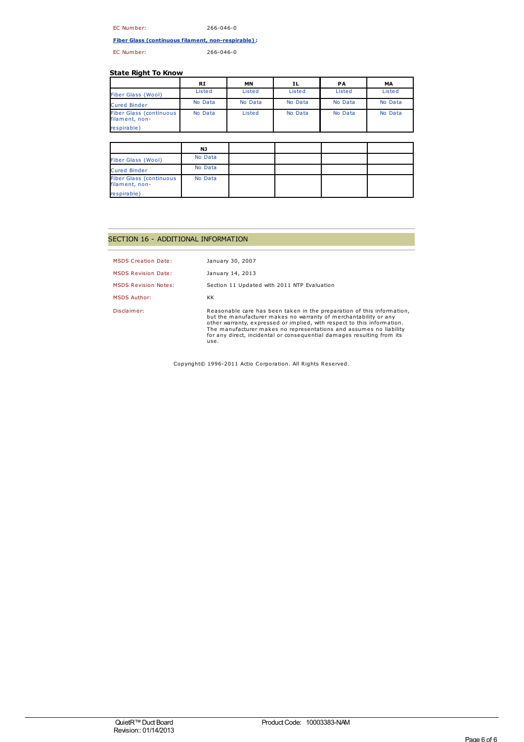EC Number: 266-046-0

**Fiber Glass (continuous filament, non-respirable) :**

EC Number: 266-046-0

### State Right To Know

| | RI | MN | IL | PA | MA |
|---|---|---|---|---|---|
| Fiber Glass (Wool) | Listed | Listed | Listed | Listed | Listed |
| Cured Binder | No Data | No Data | No Data | No Data | No Data |
| Fiber Glass (continuous filament, non-respirable) | No Data | Listed | No Data | No Data | No Data |

| | NJ | | | | |
|---|---|---|---|---|---|
| Fiber Glass (Wool) | No Data | | | | |
| Cured Binder | No Data | | | | |
| Fiber Glass (continuous filament, non-respirable) | No Data | | | | |

## SECTION 16 - ADDITIONAL INFORMATION

MSDS Creation Date: January 30, 2007

MSDS Revision Date: January 14, 2013

MSDS Revision Notes: Section 11 Updated with 2011 NTP Evaluation

MSDS Author: KK

Disclaimer: Reasonable care has been taken in the preparation of this information, but the manufacturer makes no warranty of merchantability or any other warranty, expressed or implied, with respect to this information. The manufacturer makes no representations and assumes no liability for any direct, incidental or consequential damages resulting from its use.

Copyright© 1996-2011 Actio Corporation. All Rights Reserved.